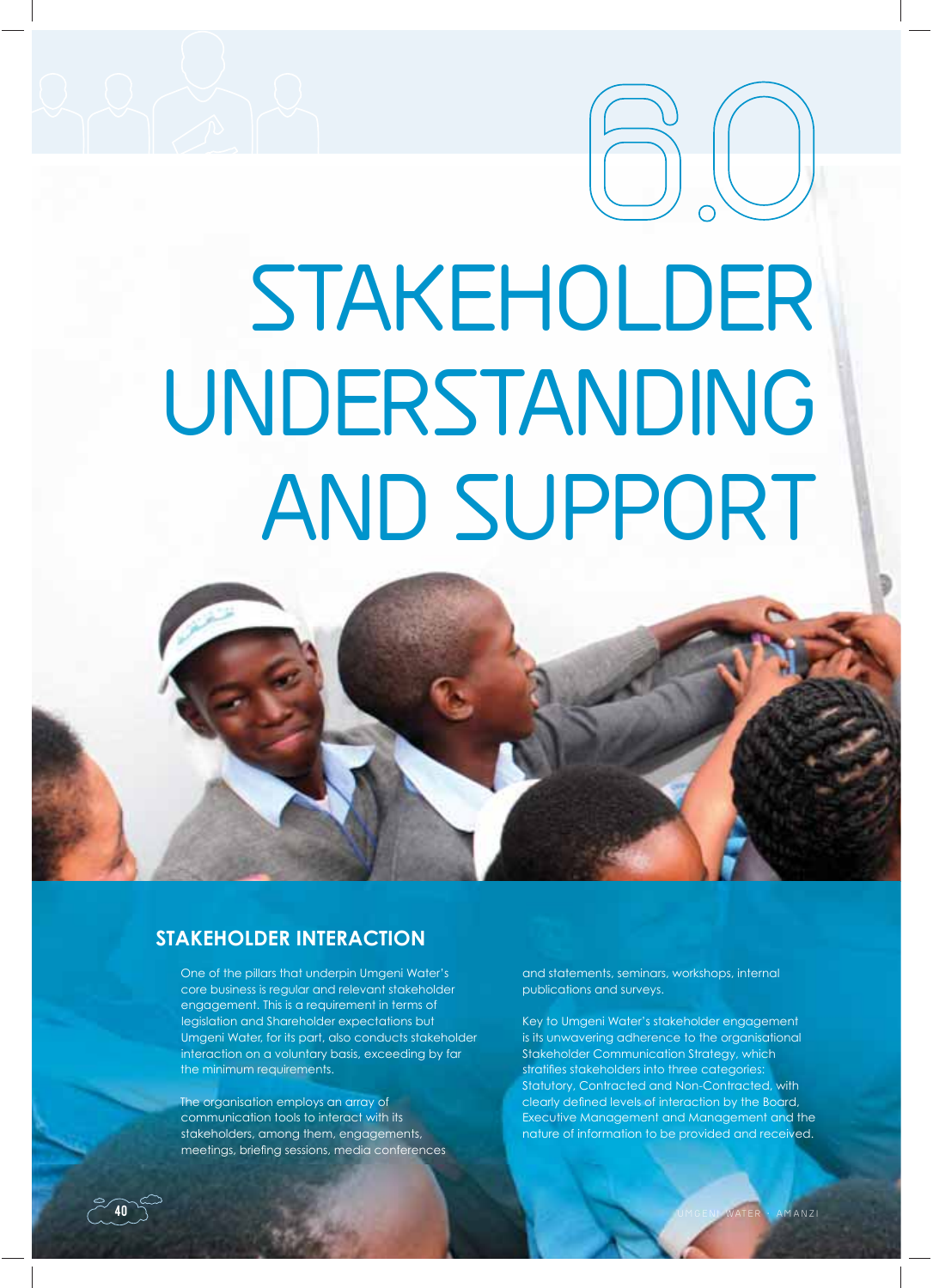# 6.0 STAKEHOLDER UNDERSTANDING AND SUPPORT

## STAKEHOLDER INTERACTION

One of the pillars that underpin Umgeni Water's core business is regular and relevant stakeholder engagement. This is a requirement in terms of legislation and Shareholder expectations but Umgeni Water, for its part, also conducts stakeholder interaction on a voluntary basis, exceeding by far the minimum requirements.

The organisation employs an array of communication tools to interact with its stakeholders, among them, engagements, meetings, briefing sessions, media conferences and statements, seminars, workshops, internal publications and surveys.

Key to Umgeni Water's stakeholder engagement is its unwavering adherence to the organisational Stakeholder Communication Strategy, which stratifies stakeholders into three categories: Statutory, Contracted and Non-Contracted, with clearly defined levels of interaction by the Board, Executive Management and Management and the nature of information to be provided and received.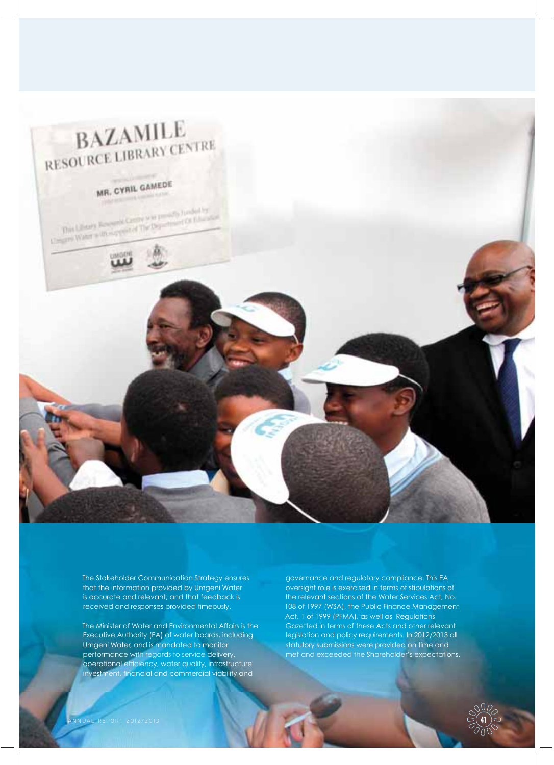The Stakeholder Communication Strategy ensures that the information provided by Umgeni Water is accurate and relevant, and that feedback is received and responses provided timeously.

The Minister of Water and Environmental Affairs is the Executive Authority (EA) of water boards, including Umgeni Water, and is mandated to monitor performance with regards to service delivery, operational efficiency, water quality, infrastructure investment, financial and commercial viability and governance and regulatory compliance. This EA oversight role is exercised in terms of stipulations of the relevant sections of the Water Services Act, No. 108 of 1997 (WSA), the Public Finance Management Act, 1 of 1999 (PFMA), as well as Regulations Gazetted in terms of these Acts and other relevant legislation and policy requirements. In 2012/2013 all statutory submissions were provided on time and met and exceeded the Shareholder's expectations.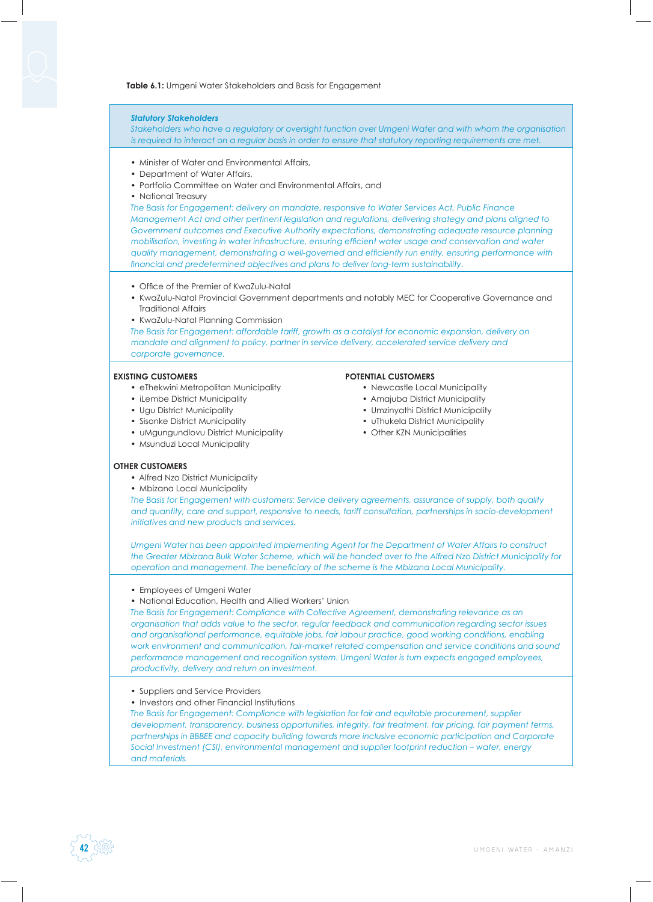**Table 6.1:** Umgeni Water Stakeholders and Basis for Engagement

***Statutory Stakeholders***

*Stakeholders who have a regulatory or oversight function over Umgeni Water and with whom the organisation is required to interact on a regular basis in order to ensure that statutory reporting requirements are met.*

- Minister of Water and Environmental Affairs,
- Department of Water Affairs,
- Portfolio Committee on Water and Environmental Affairs, and
- National Treasury

*The Basis for Engagement: delivery on mandate, responsive to Water Services Act, Public Finance Management Act and other pertinent legislation and regulations, delivering strategy and plans aligned to Government outcomes and Executive Authority expectations, demonstrating adequate resource planning mobilisation, investing in water infrastructure, ensuring efficient water usage and conservation and water quality management, demonstrating a well-governed and efficiently run entity, ensuring performance with financial and predetermined objectives and plans to deliver long-term sustainability.*

- Office of the Premier of KwaZulu-Natal
- KwaZulu-Natal Provincial Government departments and notably MEC for Cooperative Governance and Traditional Affairs
- KwaZulu-Natal Planning Commission

*The Basis for Engagement: affordable tariff, growth as a catalyst for economic expansion, delivery on mandate and alignment to policy, partner in service delivery, accelerated service delivery and corporate governance.*

**EXISTING CUSTOMERS**

- eThekwini Metropolitan Municipality
- iLembe District Municipality
- Ugu District Municipality
- Sisonke District Municipality
- uMgungundlovu District Municipality
- Msunduzi Local Municipality

**POTENTIAL CUSTOMERS**

- Newcastle Local Municipality
- Amajuba District Municipality
- Umzinyathi District Municipality
- uThukela District Municipality
- Other KZN Municipalities

**OTHER CUSTOMERS**

- Alfred Nzo District Municipality
- Mbizana Local Municipality

*The Basis for Engagement with customers: Service delivery agreements, assurance of supply, both quality and quantity, care and support, responsive to needs, tariff consultation, partnerships in socio-development initiatives and new products and services.*

*Umgeni Water has been appointed Implementing Agent for the Department of Water Affairs to construct the Greater Mbizana Bulk Water Scheme, which will be handed over to the Alfred Nzo District Municipality for operation and management. The beneficiary of the scheme is the Mbizana Local Municipality.*

- Employees of Umgeni Water
- National Education, Health and Allied Workers' Union

*The Basis for Engagement: Compliance with Collective Agreement, demonstrating relevance as an organisation that adds value to the sector, regular feedback and communication regarding sector issues and organisational performance, equitable jobs, fair labour practice, good working conditions, enabling work environment and communication, fair-market related compensation and service conditions and sound performance management and recognition system. Umgeni Water is turn expects engaged employees, productivity, delivery and return on investment.*

- Suppliers and Service Providers
- Investors and other Financial Institutions

*The Basis for Engagement: Compliance with legislation for fair and equitable procurement, supplier development, transparency, business opportunities, integrity, fair treatment, fair pricing, fair payment terms, partnerships in BBBEE and capacity building towards more inclusive economic participation and Corporate Social Investment (CSI), environmental management and supplier footprint reduction – water, energy and materials.*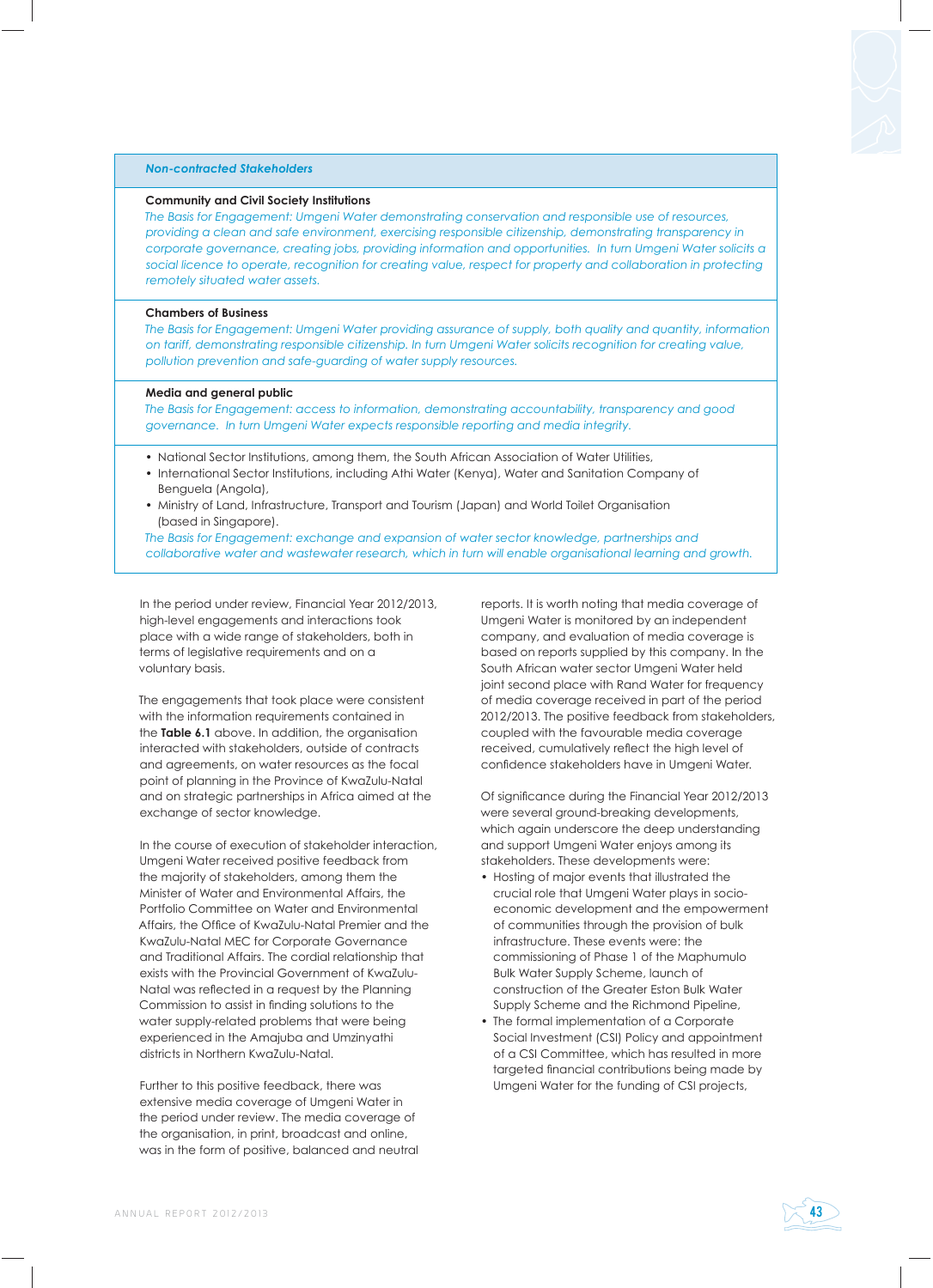| *Non-contracted Stakeholders* |
|---|
| **Community and Civil Society Institutions**<br>*The Basis for Engagement: Umgeni Water demonstrating conservation and responsible use of resources, providing a clean and safe environment, exercising responsible citizenship, demonstrating transparency in corporate governance, creating jobs, providing information and opportunities. In turn Umgeni Water solicits a social licence to operate, recognition for creating value, respect for property and collaboration in protecting remotely situated water assets.* |
| **Chambers of Business**<br>*The Basis for Engagement: Umgeni Water providing assurance of supply, both quality and quantity, information on tariff, demonstrating responsible citizenship. In turn Umgeni Water solicits recognition for creating value, pollution prevention and safe-guarding of water supply resources.* |
| **Media and general public**<br>*The Basis for Engagement: access to information, demonstrating accountability, transparency and good governance. In turn Umgeni Water expects responsible reporting and media integrity.* |
| • National Sector Institutions, among them, the South African Association of Water Utilities,<br>• International Sector Institutions, including Athi Water (Kenya), Water and Sanitation Company of Benguela (Angola),<br>• Ministry of Land, Infrastructure, Transport and Tourism (Japan) and World Toilet Organisation (based in Singapore).<br>*The Basis for Engagement: exchange and expansion of water sector knowledge, partnerships and collaborative water and wastewater research, which in turn will enable organisational learning and growth.* |

In the period under review, Financial Year 2012/2013, high-level engagements and interactions took place with a wide range of stakeholders, both in terms of legislative requirements and on a voluntary basis.

The engagements that took place were consistent with the information requirements contained in the **Table 6.1** above. In addition, the organisation interacted with stakeholders, outside of contracts and agreements, on water resources as the focal point of planning in the Province of KwaZulu-Natal and on strategic partnerships in Africa aimed at the exchange of sector knowledge.

In the course of execution of stakeholder interaction, Umgeni Water received positive feedback from the majority of stakeholders, among them the Minister of Water and Environmental Affairs, the Portfolio Committee on Water and Environmental Affairs, the Office of KwaZulu-Natal Premier and the KwaZulu-Natal MEC for Corporate Governance and Traditional Affairs. The cordial relationship that exists with the Provincial Government of KwaZulu-Natal was reflected in a request by the Planning Commission to assist in finding solutions to the water supply-related problems that were being experienced in the Amajuba and Umzinyathi districts in Northern KwaZulu-Natal.

Further to this positive feedback, there was extensive media coverage of Umgeni Water in the period under review. The media coverage of the organisation, in print, broadcast and online, was in the form of positive, balanced and neutral reports. It is worth noting that media coverage of Umgeni Water is monitored by an independent company, and evaluation of media coverage is based on reports supplied by this company. In the South African water sector Umgeni Water held joint second place with Rand Water for frequency of media coverage received in part of the period 2012/2013. The positive feedback from stakeholders, coupled with the favourable media coverage received, cumulatively reflect the high level of confidence stakeholders have in Umgeni Water.

Of significance during the Financial Year 2012/2013 were several ground-breaking developments, which again underscore the deep understanding and support Umgeni Water enjoys among its stakeholders. These developments were:

- Hosting of major events that illustrated the crucial role that Umgeni Water plays in socio-economic development and the empowerment of communities through the provision of bulk infrastructure. These events were: the commissioning of Phase 1 of the Maphumulo Bulk Water Supply Scheme, launch of construction of the Greater Eston Bulk Water Supply Scheme and the Richmond Pipeline,
- The formal implementation of a Corporate Social Investment (CSI) Policy and appointment of a CSI Committee, which has resulted in more targeted financial contributions being made by Umgeni Water for the funding of CSI projects,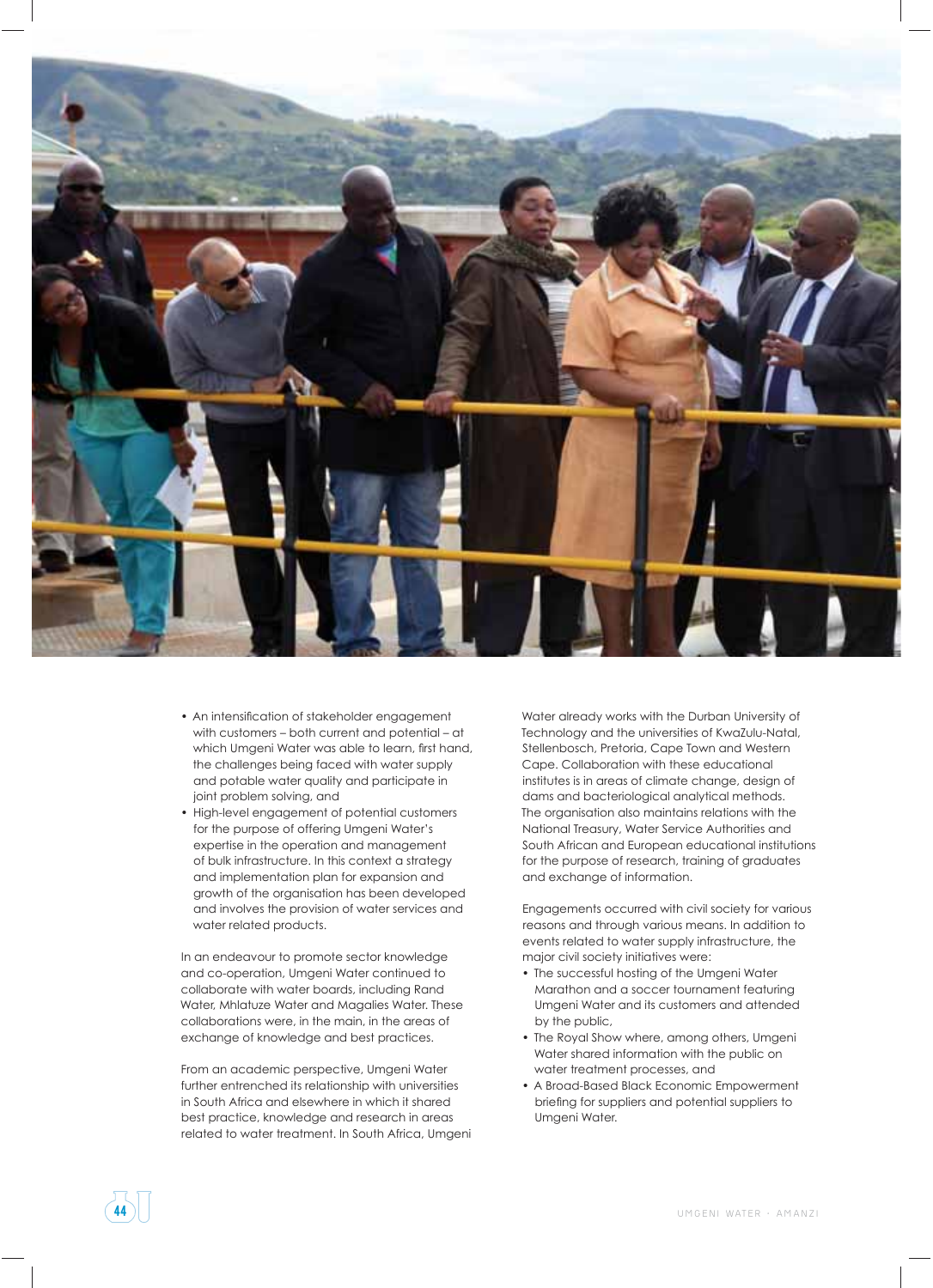- An intensification of stakeholder engagement with customers – both current and potential – at which Umgeni Water was able to learn, first hand, the challenges being faced with water supply and potable water quality and participate in joint problem solving, and
- High-level engagement of potential customers for the purpose of offering Umgeni Water's expertise in the operation and management of bulk infrastructure. In this context a strategy and implementation plan for expansion and growth of the organisation has been developed and involves the provision of water services and water related products.

In an endeavour to promote sector knowledge and co-operation, Umgeni Water continued to collaborate with water boards, including Rand Water, Mhlatuze Water and Magalies Water. These collaborations were, in the main, in the areas of exchange of knowledge and best practices.

From an academic perspective, Umgeni Water further entrenched its relationship with universities in South Africa and elsewhere in which it shared best practice, knowledge and research in areas related to water treatment. In South Africa, Umgeni Water already works with the Durban University of Technology and the universities of KwaZulu-Natal, Stellenbosch, Pretoria, Cape Town and Western Cape. Collaboration with these educational institutes is in areas of climate change, design of dams and bacteriological analytical methods. The organisation also maintains relations with the National Treasury, Water Service Authorities and South African and European educational institutions for the purpose of research, training of graduates and exchange of information.

Engagements occurred with civil society for various reasons and through various means. In addition to events related to water supply infrastructure, the major civil society initiatives were:

- The successful hosting of the Umgeni Water Marathon and a soccer tournament featuring Umgeni Water and its customers and attended by the public,
- The Royal Show where, among others, Umgeni Water shared information with the public on water treatment processes, and
- A Broad-Based Black Economic Empowerment briefing for suppliers and potential suppliers to Umgeni Water.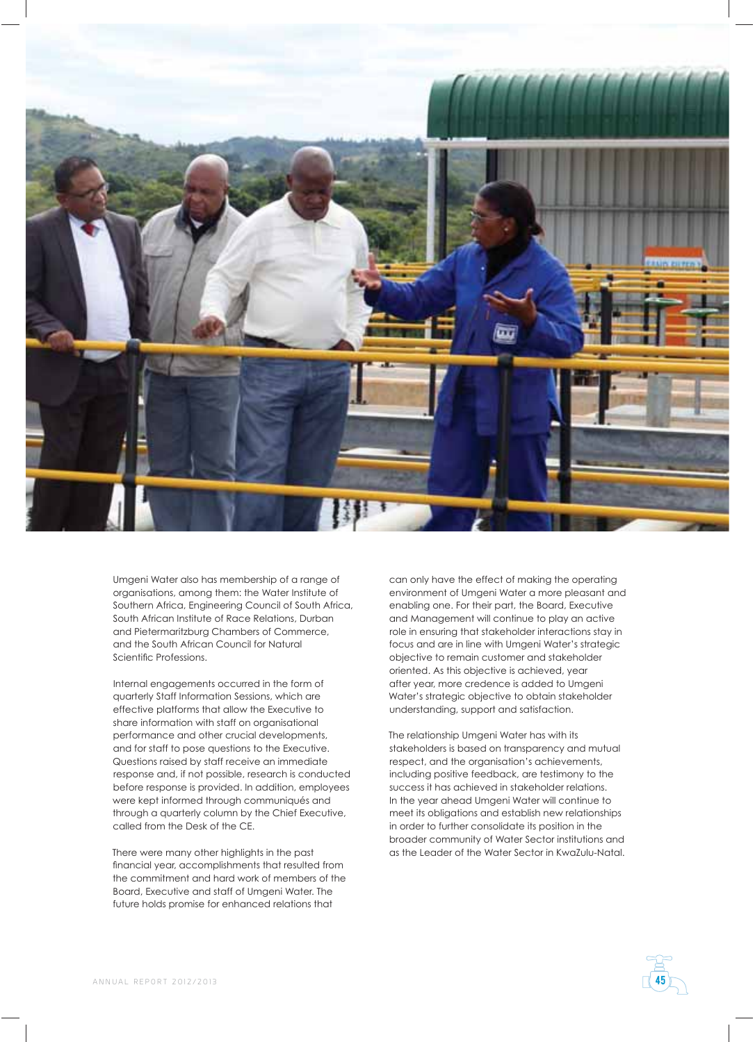Umgeni Water also has membership of a range of organisations, among them: the Water Institute of Southern Africa, Engineering Council of South Africa, South African Institute of Race Relations, Durban and Pietermaritzburg Chambers of Commerce, and the South African Council for Natural Scientific Professions.

Internal engagements occurred in the form of quarterly Staff Information Sessions, which are effective platforms that allow the Executive to share information with staff on organisational performance and other crucial developments, and for staff to pose questions to the Executive. Questions raised by staff receive an immediate response and, if not possible, research is conducted before response is provided. In addition, employees were kept informed through communiqués and through a quarterly column by the Chief Executive, called from the Desk of the CE.

There were many other highlights in the past financial year, accomplishments that resulted from the commitment and hard work of members of the Board, Executive and staff of Umgeni Water. The future holds promise for enhanced relations that can only have the effect of making the operating environment of Umgeni Water a more pleasant and enabling one. For their part, the Board, Executive and Management will continue to play an active role in ensuring that stakeholder interactions stay in focus and are in line with Umgeni Water's strategic objective to remain customer and stakeholder oriented. As this objective is achieved, year after year, more credence is added to Umgeni Water's strategic objective to obtain stakeholder understanding, support and satisfaction.

The relationship Umgeni Water has with its stakeholders is based on transparency and mutual respect, and the organisation's achievements, including positive feedback, are testimony to the success it has achieved in stakeholder relations. In the year ahead Umgeni Water will continue to meet its obligations and establish new relationships in order to further consolidate its position in the broader community of Water Sector institutions and as the Leader of the Water Sector in KwaZulu-Natal.